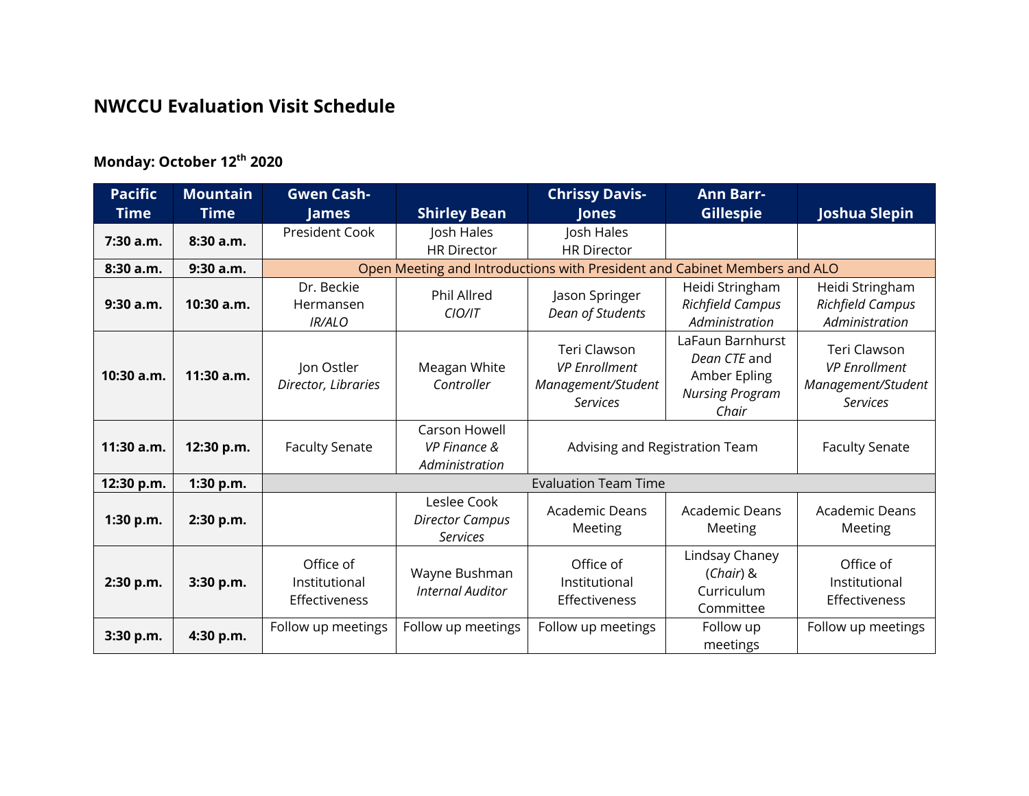## NWCCU Evaluation Visit Schedule

### Monday: October 12th 2020

| Pacific Time | Mountain Time | Gwen Cash-James | Shirley Bean | Chrissy Davis-Jones | Ann Barr-Gillespie | Joshua Slepin |
|---|---|---|---|---|---|---|
| **7:30 a.m.** | **8:30 a.m.** | President Cook | Josh Hales HR Director | Josh Hales HR Director | | |
| **8:30 a.m.** | **9:30 a.m.** | Open Meeting and Introductions with President and Cabinet Members and ALO | | | | |
| **9:30 a.m.** | **10:30 a.m.** | Dr. Beckie Hermansen *IR/ALO* | Phil Allred *CIO/IT* | Jason Springer *Dean of Students* | Heidi Stringham *Richfield Campus Administration* | Heidi Stringham *Richfield Campus Administration* |
| **10:30 a.m.** | **11:30 a.m.** | Jon Ostler *Director, Libraries* | Meagan White *Controller* | Teri Clawson *VP Enrollment Management/Student Services* | LaFaun Barnhurst *Dean CTE* and Amber Epling *Nursing Program Chair* | Teri Clawson *VP Enrollment Management/Student Services* |
| **11:30 a.m.** | **12:30 p.m.** | Faculty Senate | Carson Howell *VP Finance & Administration* | Advising and Registration Team | | Faculty Senate |
| **12:30 p.m.** | **1:30 p.m.** | Evaluation Team Time | | | | |
| **1:30 p.m.** | **2:30 p.m.** | | Leslee Cook *Director Campus Services* | Academic Deans Meeting | Academic Deans Meeting | Academic Deans Meeting |
| **2:30 p.m.** | **3:30 p.m.** | Office of Institutional Effectiveness | Wayne Bushman *Internal Auditor* | Office of Institutional Effectiveness | Lindsay Chaney (*Chair*) & Curriculum Committee | Office of Institutional Effectiveness |
| **3:30 p.m.** | **4:30 p.m.** | Follow up meetings | Follow up meetings | Follow up meetings | Follow up meetings | Follow up meetings |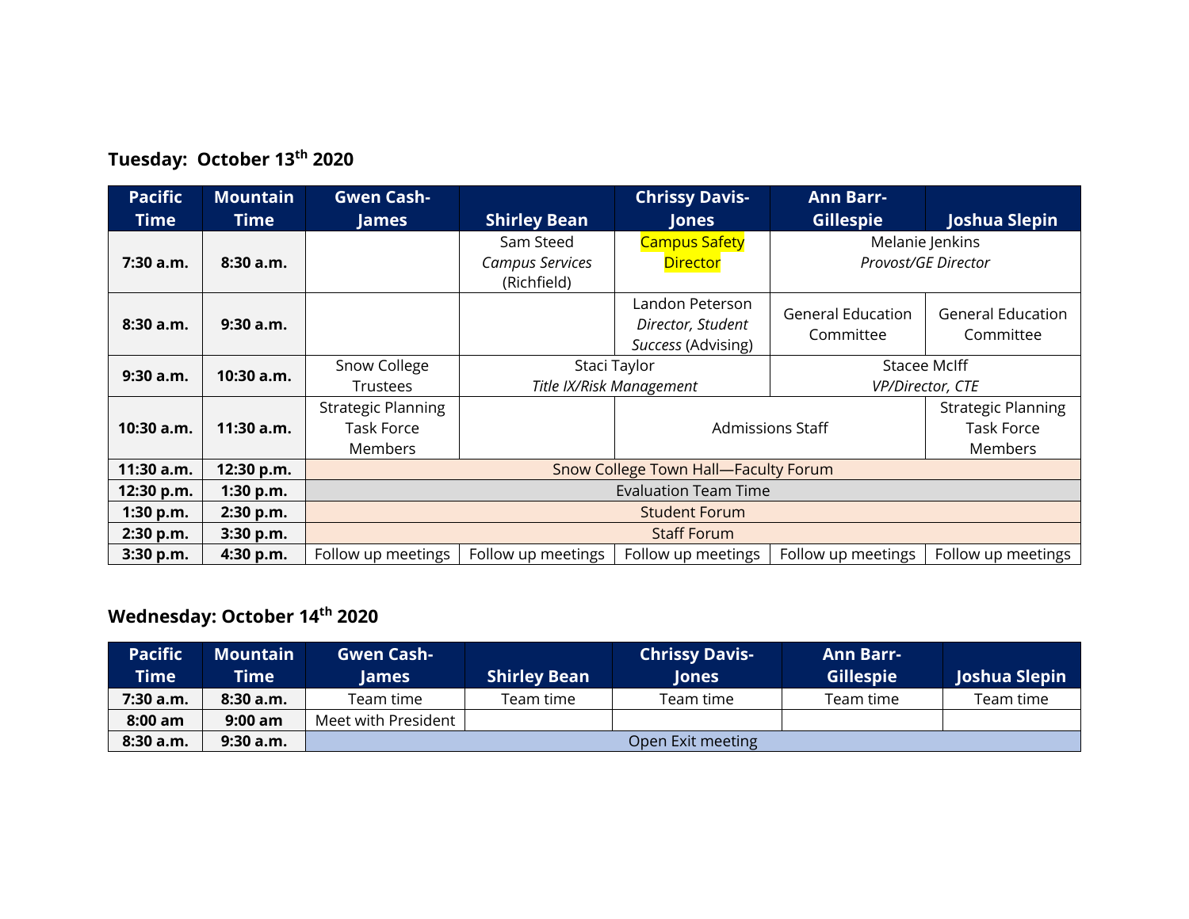## Tuesday: October 13th 2020

| Pacific Time | Mountain Time | Gwen Cash-James | Shirley Bean | Chrissy Davis-Jones | Ann Barr-Gillespie | Joshua Slepin |
|---|---|---|---|---|---|---|
| **7:30 a.m.** | **8:30 a.m.** | | Sam Steed *Campus Services* (Richfield) | Campus Safety Director | Melanie Jenkins *Provost/GE Director* | |
| **8:30 a.m.** | **9:30 a.m.** | | | Landon Peterson *Director, Student Success* (Advising) | General Education Committee | General Education Committee |
| **9:30 a.m.** | **10:30 a.m.** | Snow College Trustees | Staci Taylor *Title IX/Risk Management* | | Stacee McIff *VP/Director, CTE* | |
| **10:30 a.m.** | **11:30 a.m.** | Strategic Planning Task Force Members | | Admissions Staff | | Strategic Planning Task Force Members |
| **11:30 a.m.** | **12:30 p.m.** | Snow College Town Hall—Faculty Forum | | | | |
| **12:30 p.m.** | **1:30 p.m.** | Evaluation Team Time | | | | |
| **1:30 p.m.** | **2:30 p.m.** | Student Forum | | | | |
| **2:30 p.m.** | **3:30 p.m.** | Staff Forum | | | | |
| **3:30 p.m.** | **4:30 p.m.** | Follow up meetings | Follow up meetings | Follow up meetings | Follow up meetings | Follow up meetings |

## Wednesday: October 14th 2020

| Pacific Time | Mountain Time | Gwen Cash-James | Shirley Bean | Chrissy Davis-Jones | Ann Barr-Gillespie | Joshua Slepin |
|---|---|---|---|---|---|---|
| **7:30 a.m.** | **8:30 a.m.** | Team time | Team time | Team time | Team time | Team time |
| **8:00 am** | **9:00 am** | Meet with President | | | | |
| **8:30 a.m.** | **9:30 a.m.** | Open Exit meeting | | | | |